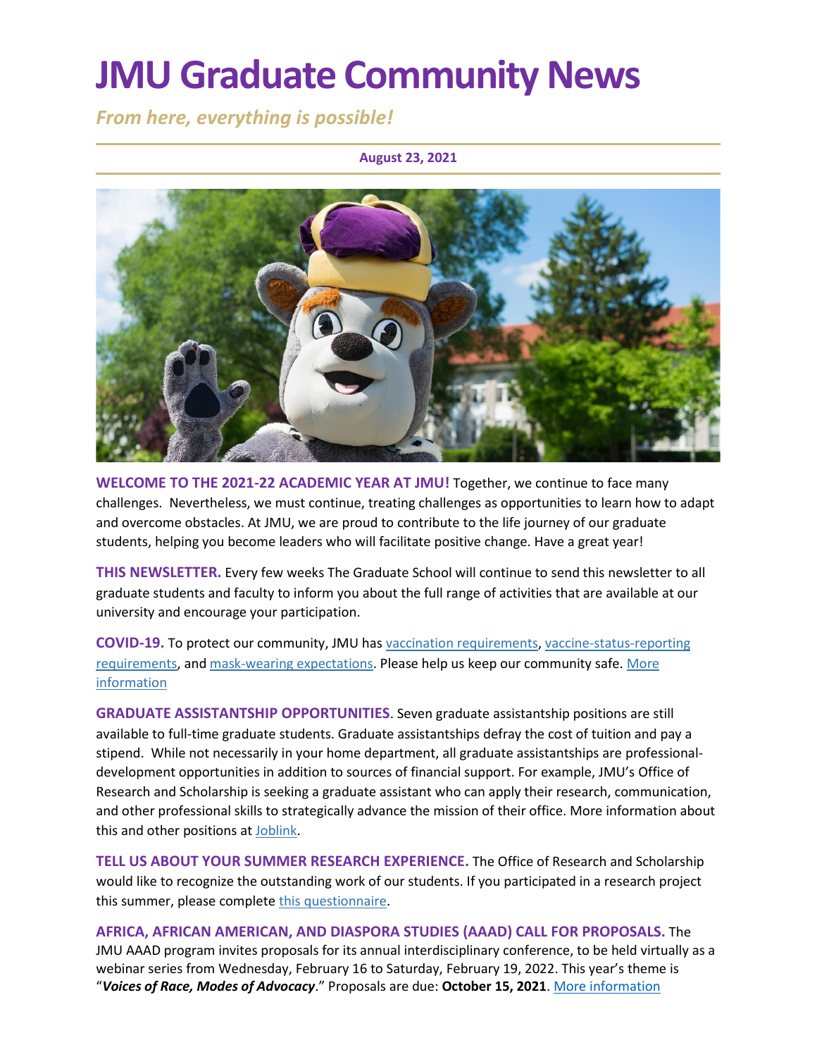# JMU Graduate Community News

***From here, everything is possible!***

**August 23, 2021**

**WELCOME TO THE 2021-22 ACADEMIC YEAR AT JMU!** Together, we continue to face many challenges. Nevertheless, we must continue, treating challenges as opportunities to learn how to adapt and overcome obstacles. At JMU, we are proud to contribute to the life journey of our graduate students, helping you become leaders who will facilitate positive change. Have a great year!

**THIS NEWSLETTER.** Every few weeks The Graduate School will continue to send this newsletter to all graduate students and faculty to inform you about the full range of activities that are available at our university and encourage your participation.

**COVID-19.** To protect our community, JMU has vaccination requirements, vaccine-status-reporting requirements, and mask-wearing expectations. Please help us keep our community safe. More information

**GRADUATE ASSISTANTSHIP OPPORTUNITIES**. Seven graduate assistantship positions are still available to full-time graduate students. Graduate assistantships defray the cost of tuition and pay a stipend. While not necessarily in your home department, all graduate assistantships are professional-development opportunities in addition to sources of financial support. For example, JMU's Office of Research and Scholarship is seeking a graduate assistant who can apply their research, communication, and other professional skills to strategically advance the mission of their office. More information about this and other positions at Joblink.

**TELL US ABOUT YOUR SUMMER RESEARCH EXPERIENCE.** The Office of Research and Scholarship would like to recognize the outstanding work of our students. If you participated in a research project this summer, please complete this questionnaire.

**AFRICA, AFRICAN AMERICAN, AND DIASPORA STUDIES (AAAD) CALL FOR PROPOSALS.** The JMU AAAD program invites proposals for its annual interdisciplinary conference, to be held virtually as a webinar series from Wednesday, February 16 to Saturday, February 19, 2022. This year's theme is "***Voices of Race, Modes of Advocacy***." Proposals are due: **October 15, 2021**. More information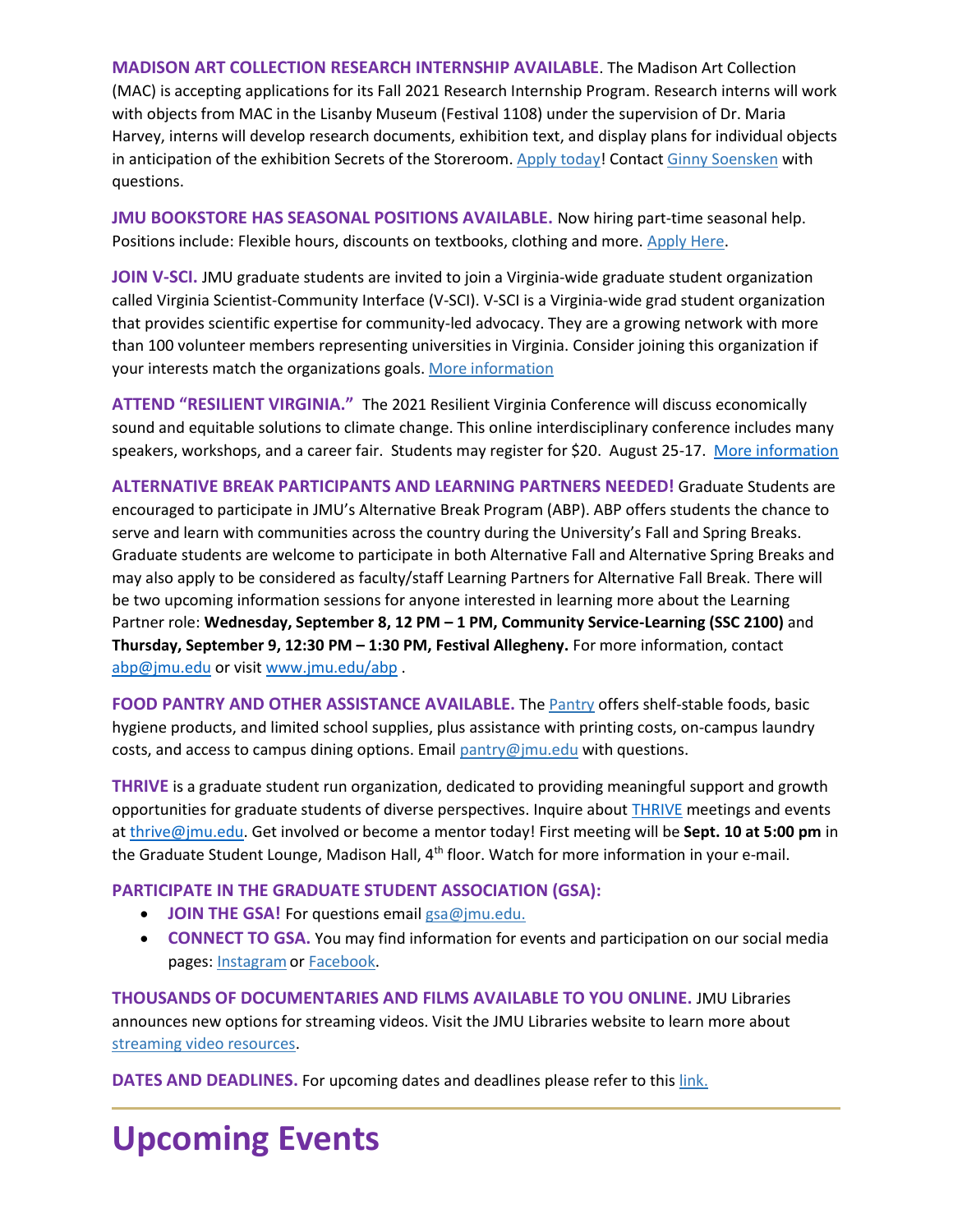**MADISON ART COLLECTION RESEARCH INTERNSHIP AVAILABLE**. The Madison Art Collection (MAC) is accepting applications for its Fall 2021 Research Internship Program. Research interns will work with objects from MAC in the Lisanby Museum (Festival 1108) under the supervision of Dr. Maria Harvey, interns will develop research documents, exhibition text, and display plans for individual objects in anticipation of the exhibition Secrets of the Storeroom. Apply today! Contact Ginny Soensken with questions.

**JMU BOOKSTORE HAS SEASONAL POSITIONS AVAILABLE.** Now hiring part-time seasonal help. Positions include: Flexible hours, discounts on textbooks, clothing and more. Apply Here.

**JOIN V-SCI.** JMU graduate students are invited to join a Virginia-wide graduate student organization called Virginia Scientist-Community Interface (V-SCI). V-SCI is a Virginia-wide grad student organization that provides scientific expertise for community-led advocacy. They are a growing network with more than 100 volunteer members representing universities in Virginia. Consider joining this organization if your interests match the organizations goals. More information

**ATTEND "RESILIENT VIRGINIA."** The 2021 Resilient Virginia Conference will discuss economically sound and equitable solutions to climate change. This online interdisciplinary conference includes many speakers, workshops, and a career fair. Students may register for $20. August 25-17. More information

**ALTERNATIVE BREAK PARTICIPANTS AND LEARNING PARTNERS NEEDED!** Graduate Students are encouraged to participate in JMU's Alternative Break Program (ABP). ABP offers students the chance to serve and learn with communities across the country during the University's Fall and Spring Breaks. Graduate students are welcome to participate in both Alternative Fall and Alternative Spring Breaks and may also apply to be considered as faculty/staff Learning Partners for Alternative Fall Break. There will be two upcoming information sessions for anyone interested in learning more about the Learning Partner role: **Wednesday, September 8, 12 PM – 1 PM, Community Service-Learning (SSC 2100)** and **Thursday, September 9, 12:30 PM – 1:30 PM, Festival Allegheny.** For more information, contact abp@jmu.edu or visit www.jmu.edu/abp .

**FOOD PANTRY AND OTHER ASSISTANCE AVAILABLE.** The Pantry offers shelf-stable foods, basic hygiene products, and limited school supplies, plus assistance with printing costs, on-campus laundry costs, and access to campus dining options. Email pantry@jmu.edu with questions.

**THRIVE** is a graduate student run organization, dedicated to providing meaningful support and growth opportunities for graduate students of diverse perspectives. Inquire about THRIVE meetings and events at thrive@jmu.edu. Get involved or become a mentor today! First meeting will be **Sept. 10 at 5:00 pm** in the Graduate Student Lounge, Madison Hall, 4th floor. Watch for more information in your e-mail.

**PARTICIPATE IN THE GRADUATE STUDENT ASSOCIATION (GSA):**

- **JOIN THE GSA!** For questions email gsa@jmu.edu.
- **CONNECT TO GSA.** You may find information for events and participation on our social media pages: Instagram or Facebook.

**THOUSANDS OF DOCUMENTARIES AND FILMS AVAILABLE TO YOU ONLINE.** JMU Libraries announces new options for streaming videos. Visit the JMU Libraries website to learn more about streaming video resources.

**DATES AND DEADLINES.** For upcoming dates and deadlines please refer to this link.

# Upcoming Events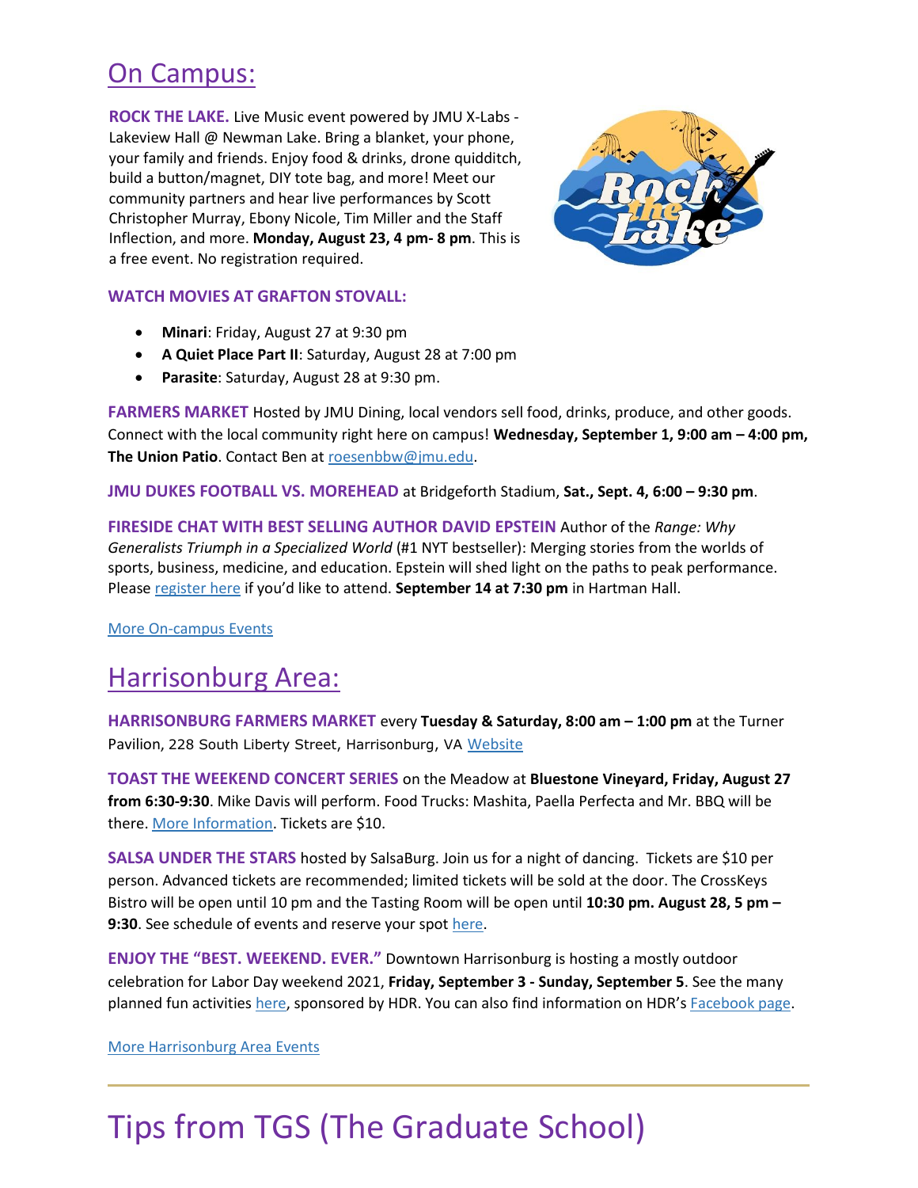## On Campus:

**ROCK THE LAKE.** Live Music event powered by JMU X-Labs - Lakeview Hall @ Newman Lake. Bring a blanket, your phone, your family and friends. Enjoy food & drinks, drone quidditch, build a button/magnet, DIY tote bag, and more! Meet our community partners and hear live performances by Scott Christopher Murray, Ebony Nicole, Tim Miller and the Staff Inflection, and more. **Monday, August 23, 4 pm- 8 pm**. This is a free event. No registration required.

**WATCH MOVIES AT GRAFTON STOVALL:**

- **Minari**: Friday, August 27 at 9:30 pm
- **A Quiet Place Part II**: Saturday, August 28 at 7:00 pm
- **Parasite**: Saturday, August 28 at 9:30 pm.

**FARMERS MARKET** Hosted by JMU Dining, local vendors sell food, drinks, produce, and other goods. Connect with the local community right here on campus! **Wednesday, September 1, 9:00 am – 4:00 pm, The Union Patio**. Contact Ben at roesenbbw@jmu.edu.

**JMU DUKES FOOTBALL VS. MOREHEAD** at Bridgeforth Stadium, **Sat., Sept. 4, 6:00 – 9:30 pm**.

**FIRESIDE CHAT WITH BEST SELLING AUTHOR DAVID EPSTEIN** Author of the *Range: Why Generalists Triumph in a Specialized World* (#1 NYT bestseller): Merging stories from the worlds of sports, business, medicine, and education. Epstein will shed light on the paths to peak performance. Please register here if you'd like to attend. **September 14 at 7:30 pm** in Hartman Hall.

More On-campus Events

## Harrisonburg Area:

**HARRISONBURG FARMERS MARKET** every **Tuesday & Saturday, 8:00 am – 1:00 pm** at the Turner Pavilion, 228 South Liberty Street, Harrisonburg, VA Website

**TOAST THE WEEKEND CONCERT SERIES** on the Meadow at **Bluestone Vineyard, Friday, August 27 from 6:30-9:30**. Mike Davis will perform. Food Trucks: Mashita, Paella Perfecta and Mr. BBQ will be there. More Information. Tickets are $10.

**SALSA UNDER THE STARS** hosted by SalsaBurg. Join us for a night of dancing. Tickets are $10 per person. Advanced tickets are recommended; limited tickets will be sold at the door. The CrossKeys Bistro will be open until 10 pm and the Tasting Room will be open until **10:30 pm. August 28, 5 pm – 9:30**. See schedule of events and reserve your spot here.

**ENJOY THE "BEST. WEEKEND. EVER."** Downtown Harrisonburg is hosting a mostly outdoor celebration for Labor Day weekend 2021, **Friday, September 3 - Sunday, September 5**. See the many planned fun activities here, sponsored by HDR. You can also find information on HDR's Facebook page.

More Harrisonburg Area Events

---

# Tips from TGS (The Graduate School)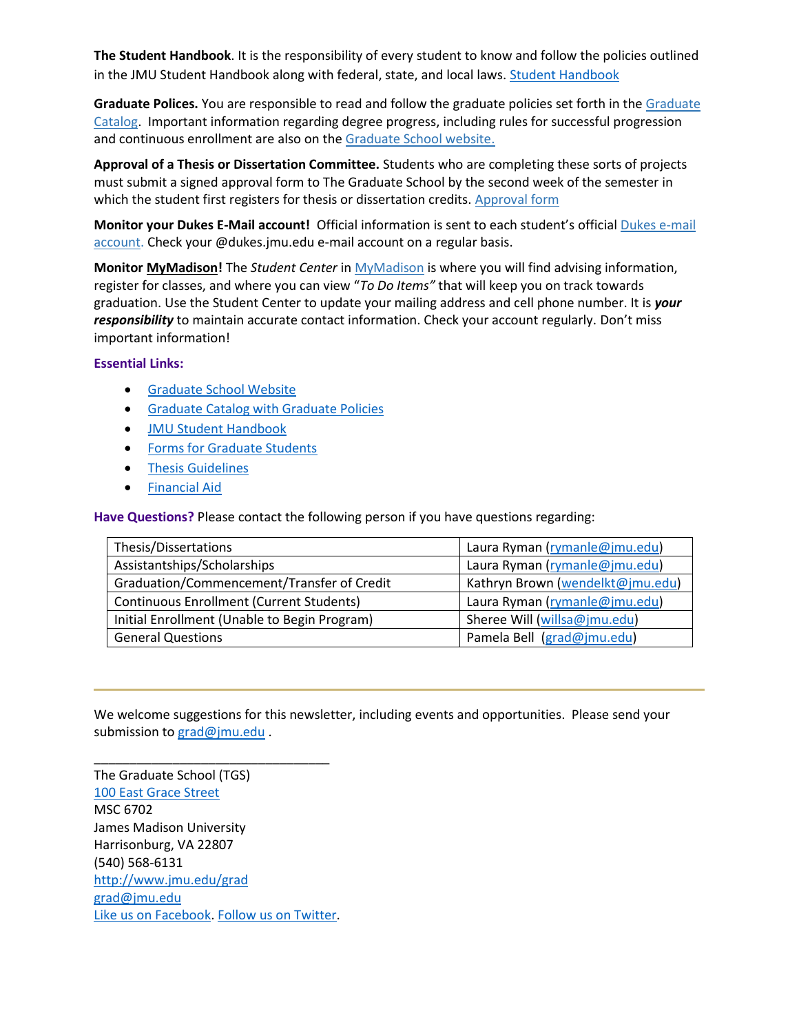**The Student Handbook**. It is the responsibility of every student to know and follow the policies outlined in the JMU Student Handbook along with federal, state, and local laws. Student Handbook

**Graduate Polices.** You are responsible to read and follow the graduate policies set forth in the Graduate Catalog. Important information regarding degree progress, including rules for successful progression and continuous enrollment are also on the Graduate School website.

**Approval of a Thesis or Dissertation Committee.** Students who are completing these sorts of projects must submit a signed approval form to The Graduate School by the second week of the semester in which the student first registers for thesis or dissertation credits. Approval form

**Monitor your Dukes E-Mail account!** Official information is sent to each student's official Dukes e-mail account. Check your @dukes.jmu.edu e-mail account on a regular basis.

**Monitor MyMadison!** The *Student Center* in MyMadison is where you will find advising information, register for classes, and where you can view "*To Do Items"* that will keep you on track towards graduation. Use the Student Center to update your mailing address and cell phone number. It is ***your responsibility*** to maintain accurate contact information. Check your account regularly. Don't miss important information!

**Essential Links:**

- Graduate School Website
- Graduate Catalog with Graduate Policies
- JMU Student Handbook
- Forms for Graduate Students
- Thesis Guidelines
- Financial Aid

**Have Questions?** Please contact the following person if you have questions regarding:

| | |
|---|---|
| Thesis/Dissertations | Laura Ryman (rymanle@jmu.edu) |
| Assistantships/Scholarships | Laura Ryman (rymanle@jmu.edu) |
| Graduation/Commencement/Transfer of Credit | Kathryn Brown (wendelkt@jmu.edu) |
| Continuous Enrollment (Current Students) | Laura Ryman (rymanle@jmu.edu) |
| Initial Enrollment (Unable to Begin Program) | Sheree Will (willsa@jmu.edu) |
| General Questions | Pamela Bell (grad@jmu.edu) |

---

We welcome suggestions for this newsletter, including events and opportunities. Please send your submission to grad@jmu.edu .

_________________________________

The Graduate School (TGS)
100 East Grace Street
MSC 6702
James Madison University
Harrisonburg, VA 22807
(540) 568-6131
http://www.jmu.edu/grad
grad@jmu.edu
Like us on Facebook. Follow us on Twitter.